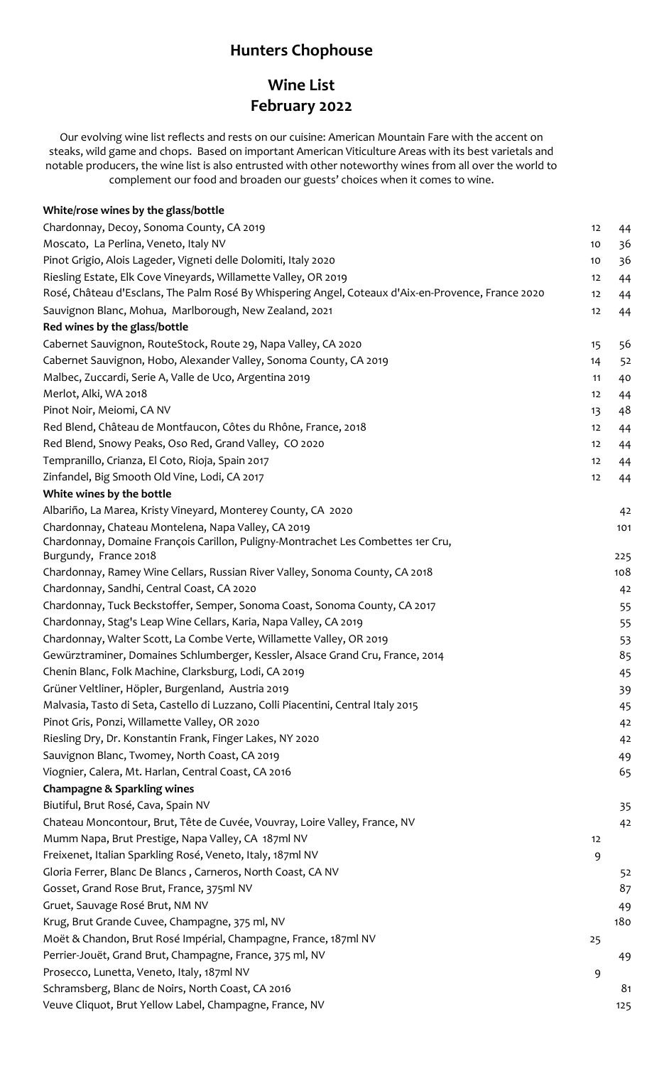# Hunters Chophouse

## Wine List
## February 2022

Our evolving wine list reflects and rests on our cuisine: American Mountain Fare with the accent on steaks, wild game and chops. Based on important American Viticulture Areas with its best varietals and notable producers, the wine list is also entrusted with other noteworthy wines from all over the world to complement our food and broaden our guests' choices when it comes to wine.

| Wine | Glass | Bottle |
|---|---|---|
| **White/rose wines by the glass/bottle** | | |
| Chardonnay, Decoy, Sonoma County, CA 2019 | 12 | 44 |
| Moscato, La Perlina, Veneto, Italy NV | 10 | 36 |
| Pinot Grigio, Alois Lageder, Vigneti delle Dolomiti, Italy 2020 | 10 | 36 |
| Riesling Estate, Elk Cove Vineyards, Willamette Valley, OR 2019 | 12 | 44 |
| Rosé, Château d'Esclans, The Palm Rosé By Whispering Angel, Coteaux d'Aix-en-Provence, France 2020 | 12 | 44 |
| Sauvignon Blanc, Mohua, Marlborough, New Zealand, 2021 | 12 | 44 |
| **Red wines by the glass/bottle** | | |
| Cabernet Sauvignon, RouteStock, Route 29, Napa Valley, CA 2020 | 15 | 56 |
| Cabernet Sauvignon, Hobo, Alexander Valley, Sonoma County, CA 2019 | 14 | 52 |
| Malbec, Zuccardi, Serie A, Valle de Uco, Argentina 2019 | 11 | 40 |
| Merlot, Alki, WA 2018 | 12 | 44 |
| Pinot Noir, Meiomi, CA NV | 13 | 48 |
| Red Blend, Château de Montfaucon, Côtes du Rhône, France, 2018 | 12 | 44 |
| Red Blend, Snowy Peaks, Oso Red, Grand Valley, CO 2020 | 12 | 44 |
| Tempranillo, Crianza, El Coto, Rioja, Spain 2017 | 12 | 44 |
| Zinfandel, Big Smooth Old Vine, Lodi, CA 2017 | 12 | 44 |
| **White wines by the bottle** | | |
| Albariño, La Marea, Kristy Vineyard, Monterey County, CA 2020 | | 42 |
| Chardonnay, Chateau Montelena, Napa Valley, CA 2019 | | 101 |
| Chardonnay, Domaine François Carillon, Puligny-Montrachet Les Combettes 1er Cru, Burgundy, France 2018 | | 225 |
| Chardonnay, Ramey Wine Cellars, Russian River Valley, Sonoma County, CA 2018 | | 108 |
| Chardonnay, Sandhi, Central Coast, CA 2020 | | 42 |
| Chardonnay, Tuck Beckstoffer, Semper, Sonoma Coast, Sonoma County, CA 2017 | | 55 |
| Chardonnay, Stag's Leap Wine Cellars, Karia, Napa Valley, CA 2019 | | 55 |
| Chardonnay, Walter Scott, La Combe Verte, Willamette Valley, OR 2019 | | 53 |
| Gewürztraminer, Domaines Schlumberger, Kessler, Alsace Grand Cru, France, 2014 | | 85 |
| Chenin Blanc, Folk Machine, Clarksburg, Lodi, CA 2019 | | 45 |
| Grüner Veltliner, Höpler, Burgenland, Austria 2019 | | 39 |
| Malvasia, Tasto di Seta, Castello di Luzzano, Colli Piacentini, Central Italy 2015 | | 45 |
| Pinot Gris, Ponzi, Willamette Valley, OR 2020 | | 42 |
| Riesling Dry, Dr. Konstantin Frank, Finger Lakes, NY 2020 | | 42 |
| Sauvignon Blanc, Twomey, North Coast, CA 2019 | | 49 |
| Viognier, Calera, Mt. Harlan, Central Coast, CA 2016 | | 65 |
| **Champagne & Sparkling wines** | | |
| Biutiful, Brut Rosé, Cava, Spain NV | | 35 |
| Chateau Moncontour, Brut, Tête de Cuvée, Vouvray, Loire Valley, France, NV | | 42 |
| Mumm Napa, Brut Prestige, Napa Valley, CA 187ml NV | 12 | |
| Freixenet, Italian Sparkling Rosé, Veneto, Italy, 187ml NV | 9 | |
| Gloria Ferrer, Blanc De Blancs , Carneros, North Coast, CA NV | | 52 |
| Gosset, Grand Rose Brut, France, 375ml NV | | 87 |
| Gruet, Sauvage Rosé Brut, NM NV | | 49 |
| Krug, Brut Grande Cuvee, Champagne, 375 ml, NV | | 180 |
| Moët & Chandon, Brut Rosé Impérial, Champagne, France, 187ml NV | 25 | |
| Perrier-Jouët, Grand Brut, Champagne, France, 375 ml, NV | | 49 |
| Prosecco, Lunetta, Veneto, Italy, 187ml NV | 9 | |
| Schramsberg, Blanc de Noirs, North Coast, CA 2016 | | 81 |
| Veuve Cliquot, Brut Yellow Label, Champagne, France, NV | | 125 |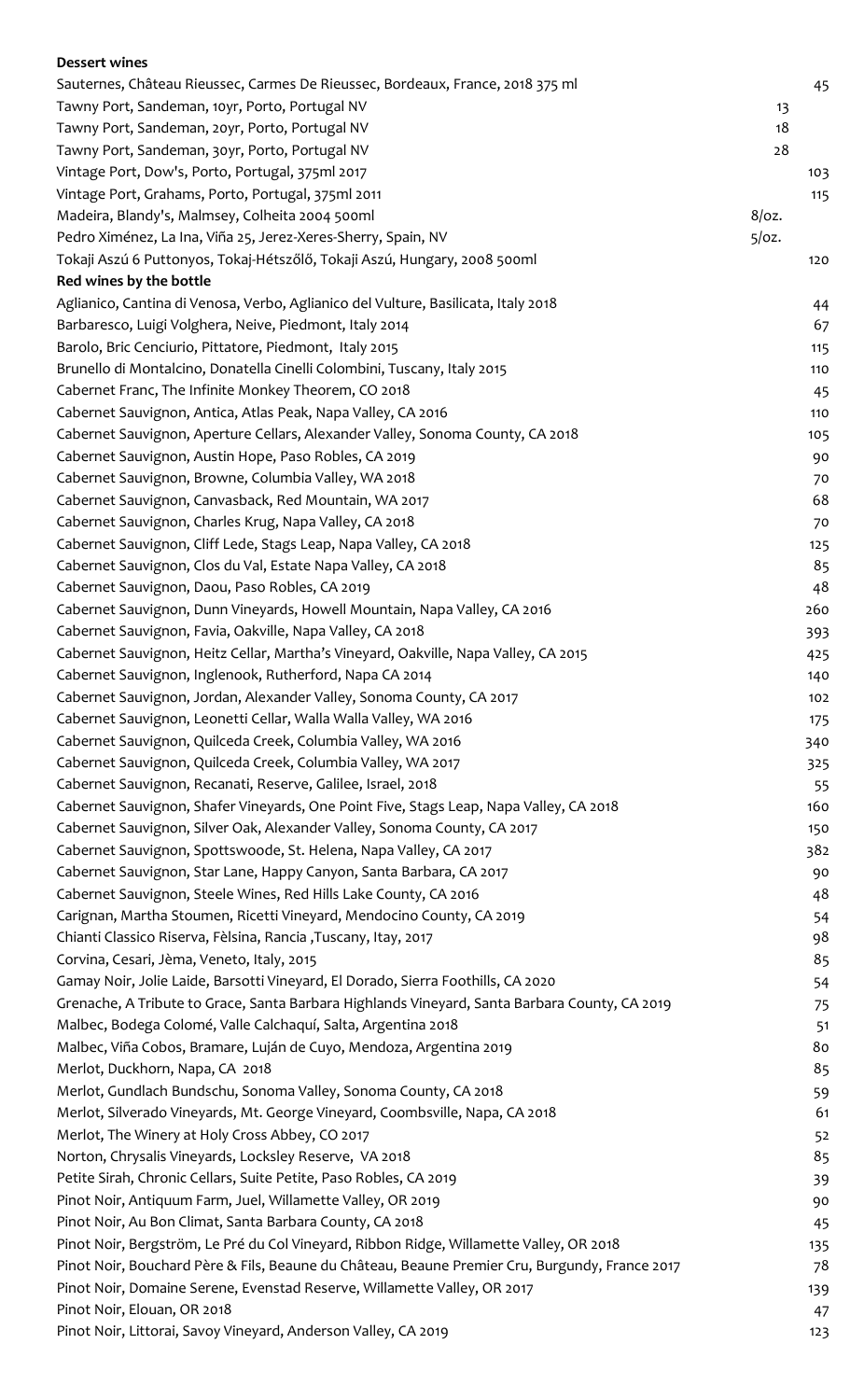**Dessert wines**

| | | |
|---|---|---|
| Sauternes, Château Rieussec, Carmes De Rieussec, Bordeaux, France, 2018 375 ml | | 45 |
| Tawny Port, Sandeman, 10yr, Porto, Portugal NV | 13 | |
| Tawny Port, Sandeman, 20yr, Porto, Portugal NV | 18 | |
| Tawny Port, Sandeman, 30yr, Porto, Portugal NV | 28 | |
| Vintage Port, Dow's, Porto, Portugal, 375ml 2017 | | 103 |
| Vintage Port, Grahams, Porto, Portugal, 375ml 2011 | | 115 |
| Madeira, Blandy's, Malmsey, Colheita 2004 500ml | 8/oz. | |
| Pedro Ximénez, La Ina, Viña 25, Jerez-Xeres-Sherry, Spain, NV | 5/oz. | |
| Tokaji Aszú 6 Puttonyos, Tokaj-Hétszőlő, Tokaji Aszú, Hungary, 2008 500ml | | 120 |

**Red wines by the bottle**

| | |
|---|---|
| Aglianico, Cantina di Venosa, Verbo, Aglianico del Vulture, Basilicata, Italy 2018 | 44 |
| Barbaresco, Luigi Volghera, Neive, Piedmont, Italy 2014 | 67 |
| Barolo, Bric Cenciurio, Pittatore, Piedmont, Italy 2015 | 115 |
| Brunello di Montalcino, Donatella Cinelli Colombini, Tuscany, Italy 2015 | 110 |
| Cabernet Franc, The Infinite Monkey Theorem, CO 2018 | 45 |
| Cabernet Sauvignon, Antica, Atlas Peak, Napa Valley, CA 2016 | 110 |
| Cabernet Sauvignon, Aperture Cellars, Alexander Valley, Sonoma County, CA 2018 | 105 |
| Cabernet Sauvignon, Austin Hope, Paso Robles, CA 2019 | 90 |
| Cabernet Sauvignon, Browne, Columbia Valley, WA 2018 | 70 |
| Cabernet Sauvignon, Canvasback, Red Mountain, WA 2017 | 68 |
| Cabernet Sauvignon, Charles Krug, Napa Valley, CA 2018 | 70 |
| Cabernet Sauvignon, Cliff Lede, Stags Leap, Napa Valley, CA 2018 | 125 |
| Cabernet Sauvignon, Clos du Val, Estate Napa Valley, CA 2018 | 85 |
| Cabernet Sauvignon, Daou, Paso Robles, CA 2019 | 48 |
| Cabernet Sauvignon, Dunn Vineyards, Howell Mountain, Napa Valley, CA 2016 | 260 |
| Cabernet Sauvignon, Favia, Oakville, Napa Valley, CA 2018 | 393 |
| Cabernet Sauvignon, Heitz Cellar, Martha's Vineyard, Oakville, Napa Valley, CA 2015 | 425 |
| Cabernet Sauvignon, Inglenook, Rutherford, Napa CA 2014 | 140 |
| Cabernet Sauvignon, Jordan, Alexander Valley, Sonoma County, CA 2017 | 102 |
| Cabernet Sauvignon, Leonetti Cellar, Walla Walla Valley, WA 2016 | 175 |
| Cabernet Sauvignon, Quilceda Creek, Columbia Valley, WA 2016 | 340 |
| Cabernet Sauvignon, Quilceda Creek, Columbia Valley, WA 2017 | 325 |
| Cabernet Sauvignon, Recanati, Reserve, Galilee, Israel, 2018 | 55 |
| Cabernet Sauvignon, Shafer Vineyards, One Point Five, Stags Leap, Napa Valley, CA 2018 | 160 |
| Cabernet Sauvignon, Silver Oak, Alexander Valley, Sonoma County, CA 2017 | 150 |
| Cabernet Sauvignon, Spottswoode, St. Helena, Napa Valley, CA 2017 | 382 |
| Cabernet Sauvignon, Star Lane, Happy Canyon, Santa Barbara, CA 2017 | 90 |
| Cabernet Sauvignon, Steele Wines, Red Hills Lake County, CA 2016 | 48 |
| Carignan, Martha Stoumen, Ricetti Vineyard, Mendocino County, CA 2019 | 54 |
| Chianti Classico Riserva, Fèlsina, Rancia ,Tuscany, Itay, 2017 | 98 |
| Corvina, Cesari, Jèma, Veneto, Italy, 2015 | 85 |
| Gamay Noir, Jolie Laide, Barsotti Vineyard, El Dorado, Sierra Foothills, CA 2020 | 54 |
| Grenache, A Tribute to Grace, Santa Barbara Highlands Vineyard, Santa Barbara County, CA 2019 | 75 |
| Malbec, Bodega Colomé, Valle Calchaquí, Salta, Argentina 2018 | 51 |
| Malbec, Viña Cobos, Bramare, Luján de Cuyo, Mendoza, Argentina 2019 | 80 |
| Merlot, Duckhorn, Napa, CA 2018 | 85 |
| Merlot, Gundlach Bundschu, Sonoma Valley, Sonoma County, CA 2018 | 59 |
| Merlot, Silverado Vineyards, Mt. George Vineyard, Coombsville, Napa, CA 2018 | 61 |
| Merlot, The Winery at Holy Cross Abbey, CO 2017 | 52 |
| Norton, Chrysalis Vineyards, Locksley Reserve, VA 2018 | 85 |
| Petite Sirah, Chronic Cellars, Suite Petite, Paso Robles, CA 2019 | 39 |
| Pinot Noir, Antiquum Farm, Juel, Willamette Valley, OR 2019 | 90 |
| Pinot Noir, Au Bon Climat, Santa Barbara County, CA 2018 | 45 |
| Pinot Noir, Bergström, Le Pré du Col Vineyard, Ribbon Ridge, Willamette Valley, OR 2018 | 135 |
| Pinot Noir, Bouchard Père & Fils, Beaune du Château, Beaune Premier Cru, Burgundy, France 2017 | 78 |
| Pinot Noir, Domaine Serene, Evenstad Reserve, Willamette Valley, OR 2017 | 139 |
| Pinot Noir, Elouan, OR 2018 | 47 |
| Pinot Noir, Littorai, Savoy Vineyard, Anderson Valley, CA 2019 | 123 |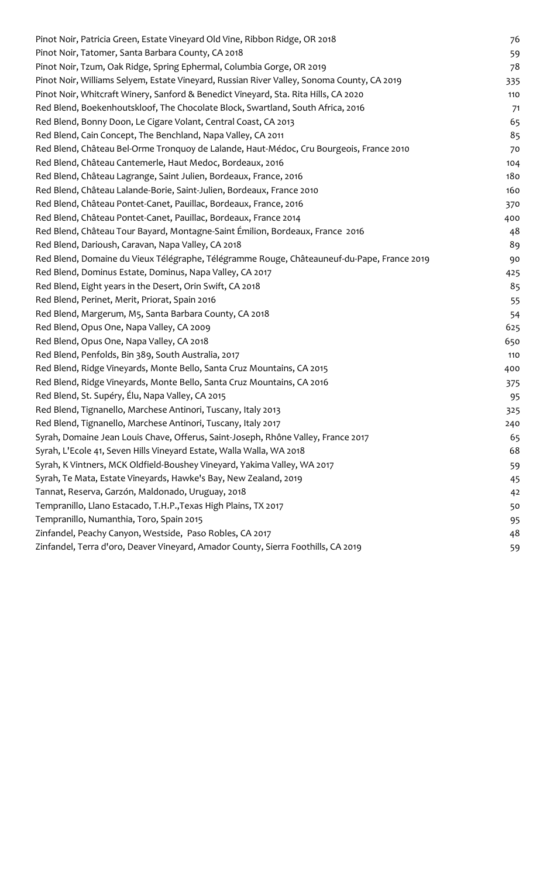| | |
|---|---|
| Pinot Noir, Patricia Green, Estate Vineyard Old Vine, Ribbon Ridge, OR 2018 | 76 |
| Pinot Noir, Tatomer, Santa Barbara County, CA 2018 | 59 |
| Pinot Noir, Tzum, Oak Ridge, Spring Ephermal, Columbia Gorge, OR 2019 | 78 |
| Pinot Noir, Williams Selyem, Estate Vineyard, Russian River Valley, Sonoma County, CA 2019 | 335 |
| Pinot Noir, Whitcraft Winery, Sanford & Benedict Vineyard, Sta. Rita Hills, CA 2020 | 110 |
| Red Blend, Boekenhoutskloof, The Chocolate Block, Swartland, South Africa, 2016 | 71 |
| Red Blend, Bonny Doon, Le Cigare Volant, Central Coast, CA 2013 | 65 |
| Red Blend, Cain Concept, The Benchland, Napa Valley, CA 2011 | 85 |
| Red Blend, Château Bel-Orme Tronquoy de Lalande, Haut-Médoc, Cru Bourgeois, France 2010 | 70 |
| Red Blend, Château Cantemerle, Haut Medoc, Bordeaux, 2016 | 104 |
| Red Blend, Château Lagrange, Saint Julien, Bordeaux, France, 2016 | 180 |
| Red Blend, Château Lalande-Borie, Saint-Julien, Bordeaux, France 2010 | 160 |
| Red Blend, Château Pontet-Canet, Pauillac, Bordeaux, France, 2016 | 370 |
| Red Blend, Château Pontet-Canet, Pauillac, Bordeaux, France 2014 | 400 |
| Red Blend, Château Tour Bayard, Montagne-Saint Émilion, Bordeaux, France 2016 | 48 |
| Red Blend, Darioush, Caravan, Napa Valley, CA 2018 | 89 |
| Red Blend, Domaine du Vieux Télégraphe, Télégramme Rouge, Châteauneuf-du-Pape, France 2019 | 90 |
| Red Blend, Dominus Estate, Dominus, Napa Valley, CA 2017 | 425 |
| Red Blend, Eight years in the Desert, Orin Swift, CA 2018 | 85 |
| Red Blend, Perinet, Merit, Priorat, Spain 2016 | 55 |
| Red Blend, Margerum, M5, Santa Barbara County, CA 2018 | 54 |
| Red Blend, Opus One, Napa Valley, CA 2009 | 625 |
| Red Blend, Opus One, Napa Valley, CA 2018 | 650 |
| Red Blend, Penfolds, Bin 389, South Australia, 2017 | 110 |
| Red Blend, Ridge Vineyards, Monte Bello, Santa Cruz Mountains, CA 2015 | 400 |
| Red Blend, Ridge Vineyards, Monte Bello, Santa Cruz Mountains, CA 2016 | 375 |
| Red Blend, St. Supéry, Élu, Napa Valley, CA 2015 | 95 |
| Red Blend, Tignanello, Marchese Antinori, Tuscany, Italy 2013 | 325 |
| Red Blend, Tignanello, Marchese Antinori, Tuscany, Italy 2017 | 240 |
| Syrah, Domaine Jean Louis Chave, Offerus, Saint-Joseph, Rhône Valley, France 2017 | 65 |
| Syrah, L'Ecole 41, Seven Hills Vineyard Estate, Walla Walla, WA 2018 | 68 |
| Syrah, K Vintners, MCK Oldfield-Boushey Vineyard, Yakima Valley, WA 2017 | 59 |
| Syrah, Te Mata, Estate Vineyards, Hawke's Bay, New Zealand, 2019 | 45 |
| Tannat, Reserva, Garzón, Maldonado, Uruguay, 2018 | 42 |
| Tempranillo, Llano Estacado, T.H.P.,Texas High Plains, TX 2017 | 50 |
| Tempranillo, Numanthia, Toro, Spain 2015 | 95 |
| Zinfandel, Peachy Canyon, Westside, Paso Robles, CA 2017 | 48 |
| Zinfandel, Terra d'oro, Deaver Vineyard, Amador County, Sierra Foothills, CA 2019 | 59 |